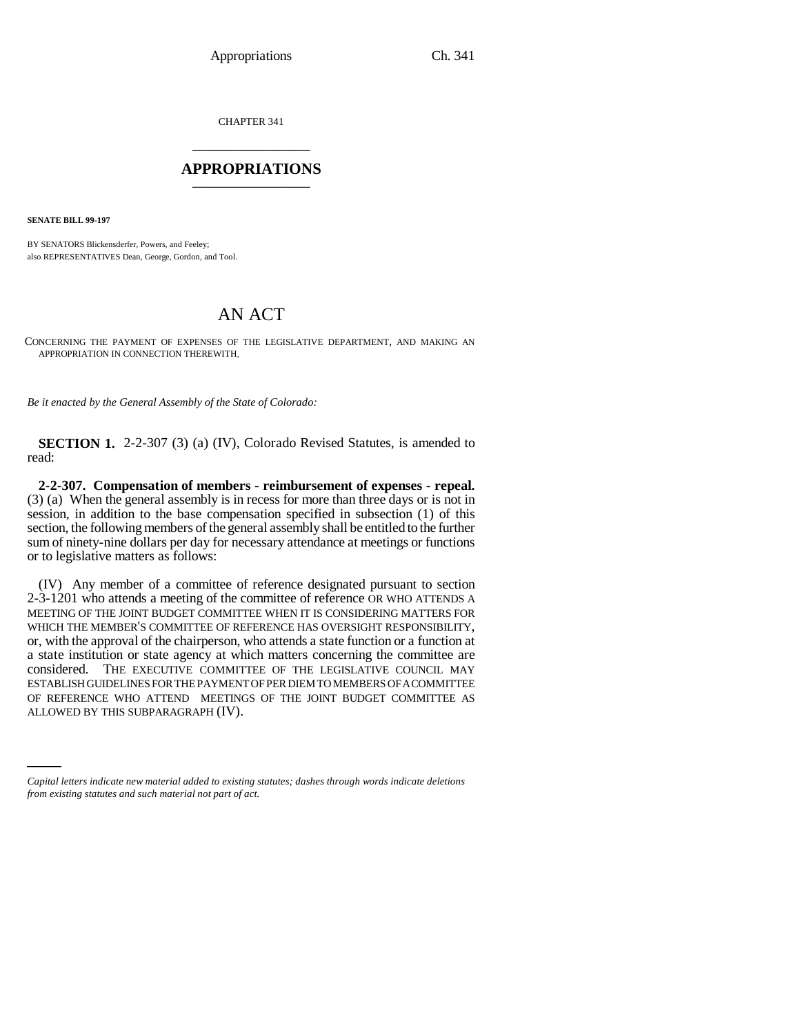CHAPTER 341

# APPROPRIATIONS

**SENATE BILL 99-197**

BY SENATORS Blickensderfer, Powers, and Feeley;
also REPRESENTATIVES Dean, George, Gordon, and Tool.

# AN ACT

CONCERNING THE PAYMENT OF EXPENSES OF THE LEGISLATIVE DEPARTMENT, AND MAKING AN APPROPRIATION IN CONNECTION THEREWITH.

*Be it enacted by the General Assembly of the State of Colorado:*

**SECTION 1.** 2-2-307 (3) (a) (IV), Colorado Revised Statutes, is amended to read:

**2-2-307. Compensation of members - reimbursement of expenses - repeal.** (3) (a) When the general assembly is in recess for more than three days or is not in session, in addition to the base compensation specified in subsection (1) of this section, the following members of the general assembly shall be entitled to the further sum of ninety-nine dollars per day for necessary attendance at meetings or functions or to legislative matters as follows:

(IV) Any member of a committee of reference designated pursuant to section 2-3-1201 who attends a meeting of the committee of reference OR WHO ATTENDS A MEETING OF THE JOINT BUDGET COMMITTEE WHEN IT IS CONSIDERING MATTERS FOR WHICH THE MEMBER'S COMMITTEE OF REFERENCE HAS OVERSIGHT RESPONSIBILITY, or, with the approval of the chairperson, who attends a state function or a function at a state institution or state agency at which matters concerning the committee are considered. THE EXECUTIVE COMMITTEE OF THE LEGISLATIVE COUNCIL MAY ESTABLISH GUIDELINES FOR THE PAYMENT OF PER DIEM TO MEMBERS OF A COMMITTEE OF REFERENCE WHO ATTEND MEETINGS OF THE JOINT BUDGET COMMITTEE AS ALLOWED BY THIS SUBPARAGRAPH (IV).

*Capital letters indicate new material added to existing statutes; dashes through words indicate deletions from existing statutes and such material not part of act.*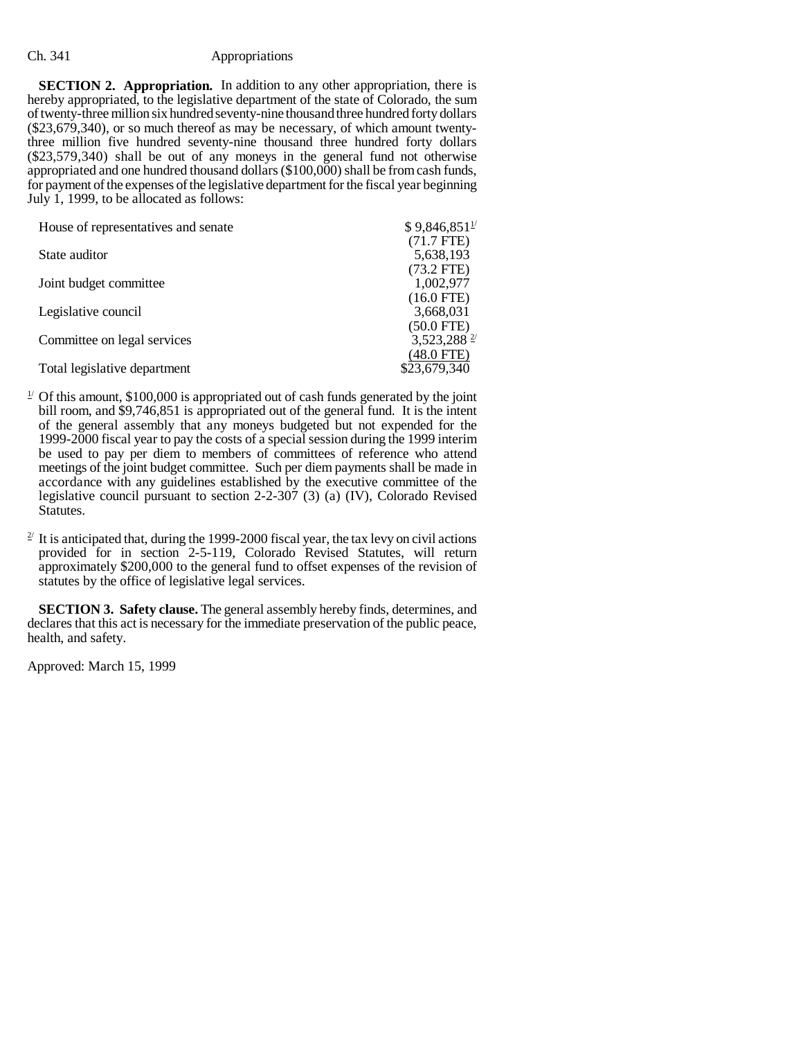**SECTION 2. Appropriation.** In addition to any other appropriation, there is hereby appropriated, to the legislative department of the state of Colorado, the sum of twenty-three million six hundred seventy-nine thousand three hundred forty dollars ($23,679,340), or so much thereof as may be necessary, of which amount twenty-three million five hundred seventy-nine thousand three hundred forty dollars ($23,579,340) shall be out of any moneys in the general fund not otherwise appropriated and one hundred thousand dollars ($100,000) shall be from cash funds, for payment of the expenses of the legislative department for the fiscal year beginning July 1, 1999, to be allocated as follows:

| | |
|---|---|
| House of representatives and senate | $ 9,846,851[1/] |
| | (71.7 FTE) |
| State auditor | 5,638,193 |
| | (73.2 FTE) |
| Joint budget committee | 1,002,977 |
| | (16.0 FTE) |
| Legislative council | 3,668,031 |
| | (50.0 FTE) |
| Committee on legal services | 3,523,288 [2/] |
| | (48.0 FTE) |
| Total legislative department | $23,679,340 |

[1/] Of this amount, $100,000 is appropriated out of cash funds generated by the joint bill room, and $9,746,851 is appropriated out of the general fund. It is the intent of the general assembly that any moneys budgeted but not expended for the 1999-2000 fiscal year to pay the costs of a special session during the 1999 interim be used to pay per diem to members of committees of reference who attend meetings of the joint budget committee. Such per diem payments shall be made in accordance with any guidelines established by the executive committee of the legislative council pursuant to section 2-2-307 (3) (a) (IV), Colorado Revised Statutes.

[2/] It is anticipated that, during the 1999-2000 fiscal year, the tax levy on civil actions provided for in section 2-5-119, Colorado Revised Statutes, will return approximately $200,000 to the general fund to offset expenses of the revision of statutes by the office of legislative legal services.

**SECTION 3. Safety clause.** The general assembly hereby finds, determines, and declares that this act is necessary for the immediate preservation of the public peace, health, and safety.

Approved: March 15, 1999